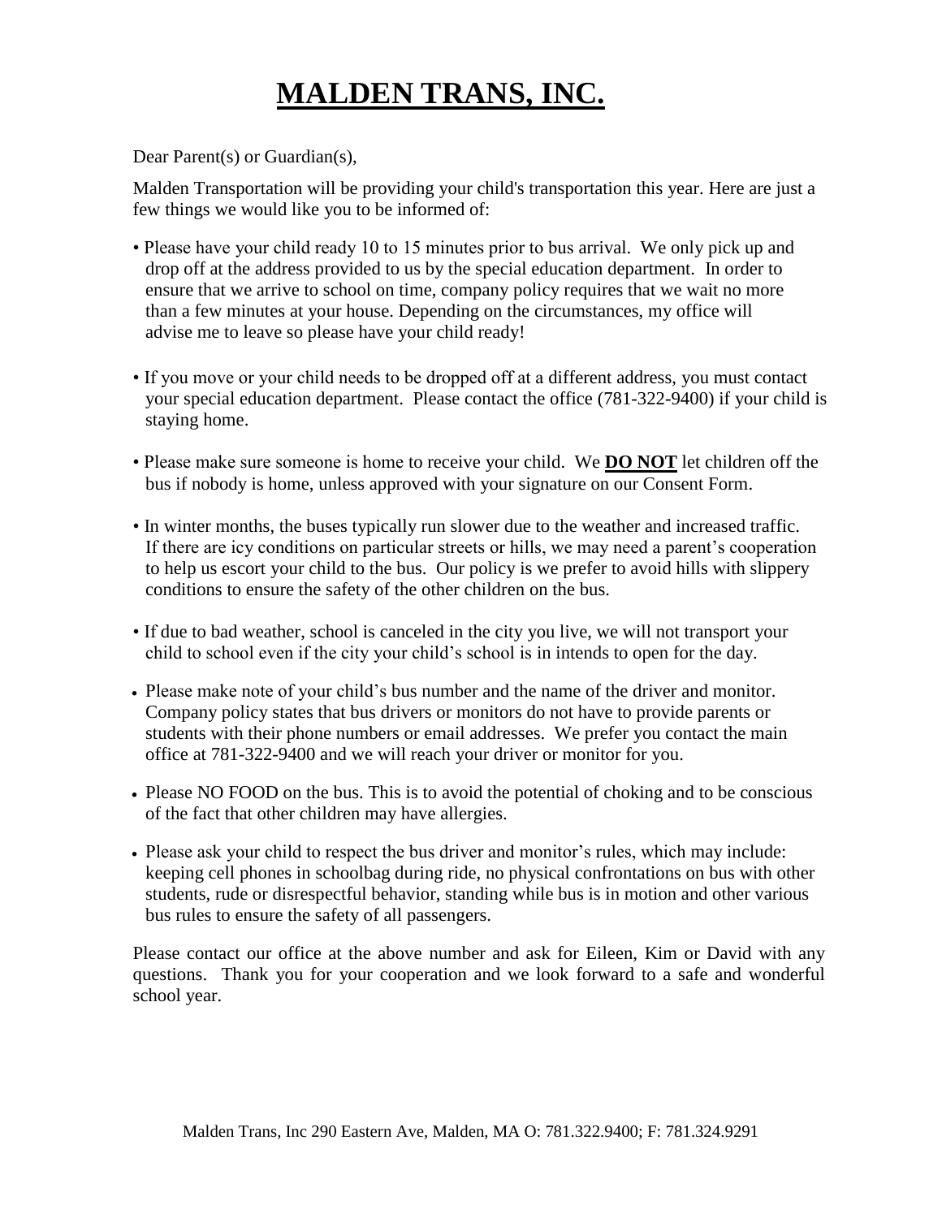# MALDEN TRANS, INC.

Dear Parent(s) or Guardian(s),

Malden Transportation will be providing your child's transportation this year. Here are just a few things we would like you to be informed of:

- Please have your child ready 10 to 15 minutes prior to bus arrival. We only pick up and drop off at the address provided to us by the special education department. In order to ensure that we arrive to school on time, company policy requires that we wait no more than a few minutes at your house. Depending on the circumstances, my office will advise me to leave so please have your child ready!

- If you move or your child needs to be dropped off at a different address, you must contact your special education department. Please contact the office (781-322-9400) if your child is staying home.

- Please make sure someone is home to receive your child. We **DO NOT** let children off the bus if nobody is home, unless approved with your signature on our Consent Form.

- In winter months, the buses typically run slower due to the weather and increased traffic. If there are icy conditions on particular streets or hills, we may need a parent's cooperation to help us escort your child to the bus. Our policy is we prefer to avoid hills with slippery conditions to ensure the safety of the other children on the bus.

- If due to bad weather, school is canceled in the city you live, we will not transport your child to school even if the city your child's school is in intends to open for the day.

- Please make note of your child's bus number and the name of the driver and monitor. Company policy states that bus drivers or monitors do not have to provide parents or students with their phone numbers or email addresses. We prefer you contact the main office at 781-322-9400 and we will reach your driver or monitor for you.

- Please NO FOOD on the bus. This is to avoid the potential of choking and to be conscious of the fact that other children may have allergies.

- Please ask your child to respect the bus driver and monitor's rules, which may include: keeping cell phones in schoolbag during ride, no physical confrontations on bus with other students, rude or disrespectful behavior, standing while bus is in motion and other various bus rules to ensure the safety of all passengers.

Please contact our office at the above number and ask for Eileen, Kim or David with any questions. Thank you for your cooperation and we look forward to a safe and wonderful school year.

Malden Trans, Inc 290 Eastern Ave, Malden, MA O: 781.322.9400; F: 781.324.9291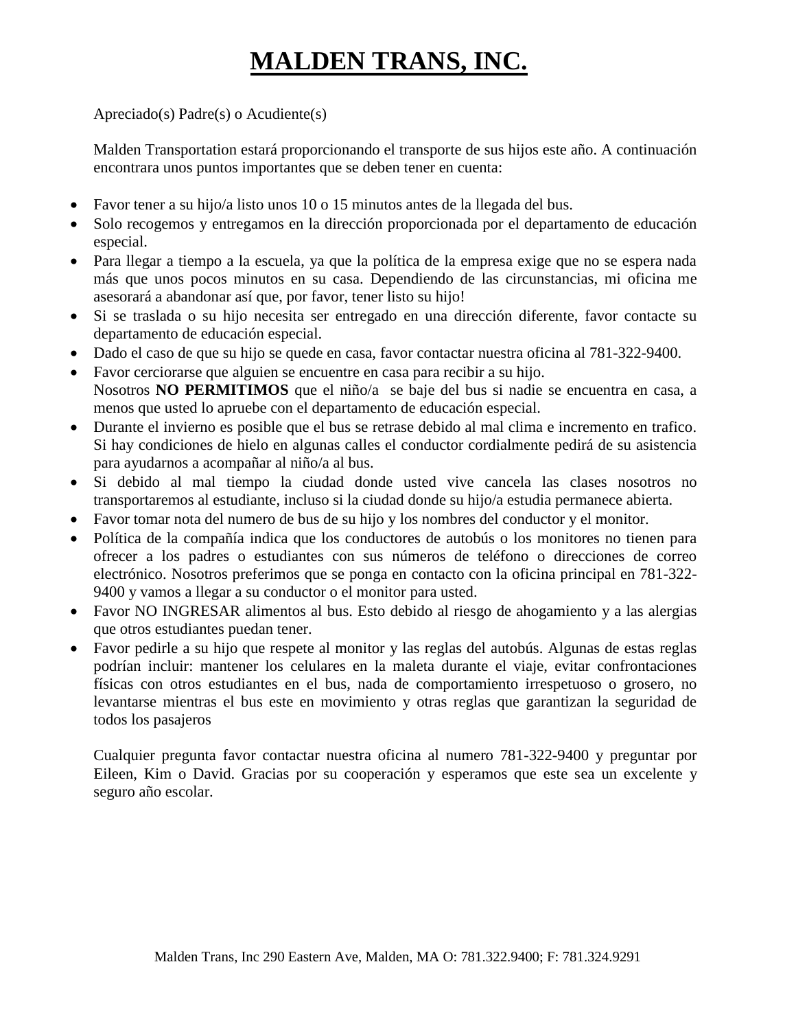# MALDEN TRANS, INC.

Apreciado(s) Padre(s) o Acudiente(s)

Malden Transportation estará proporcionando el transporte de sus hijos este año. A continuación encontrara unos puntos importantes que se deben tener en cuenta:

- Favor tener a su hijo/a listo unos 10 o 15 minutos antes de la llegada del bus.
- Solo recogemos y entregamos en la dirección proporcionada por el departamento de educación especial.
- Para llegar a tiempo a la escuela, ya que la política de la empresa exige que no se espera nada más que unos pocos minutos en su casa. Dependiendo de las circunstancias, mi oficina me asesorará a abandonar así que, por favor, tener listo su hijo!
- Si se traslada o su hijo necesita ser entregado en una dirección diferente, favor contacte su departamento de educación especial.
- Dado el caso de que su hijo se quede en casa, favor contactar nuestra oficina al 781-322-9400.
- Favor cerciorarse que alguien se encuentre en casa para recibir a su hijo.
  Nosotros **NO PERMITIMOS** que el niño/a se baje del bus si nadie se encuentra en casa, a menos que usted lo apruebe con el departamento de educación especial.
- Durante el invierno es posible que el bus se retrase debido al mal clima e incremento en trafico. Si hay condiciones de hielo en algunas calles el conductor cordialmente pedirá de su asistencia para ayudarnos a acompañar al niño/a al bus.
- Si debido al mal tiempo la ciudad donde usted vive cancela las clases nosotros no transportaremos al estudiante, incluso si la ciudad donde su hijo/a estudia permanece abierta.
- Favor tomar nota del numero de bus de su hijo y los nombres del conductor y el monitor.
- Política de la compañía indica que los conductores de autobús o los monitores no tienen para ofrecer a los padres o estudiantes con sus números de teléfono o direcciones de correo electrónico. Nosotros preferimos que se ponga en contacto con la oficina principal en 781-322-9400 y vamos a llegar a su conductor o el monitor para usted.
- Favor NO INGRESAR alimentos al bus. Esto debido al riesgo de ahogamiento y a las alergias que otros estudiantes puedan tener.
- Favor pedirle a su hijo que respete al monitor y las reglas del autobús. Algunas de estas reglas podrían incluir: mantener los celulares en la maleta durante el viaje, evitar confrontaciones físicas con otros estudiantes en el bus, nada de comportamiento irrespetuoso o grosero, no levantarse mientras el bus este en movimiento y otras reglas que garantizan la seguridad de todos los pasajeros

Cualquier pregunta favor contactar nuestra oficina al numero 781-322-9400 y preguntar por Eileen, Kim o David. Gracias por su cooperación y esperamos que este sea un excelente y seguro año escolar.

Malden Trans, Inc 290 Eastern Ave, Malden, MA O: 781.322.9400; F: 781.324.9291